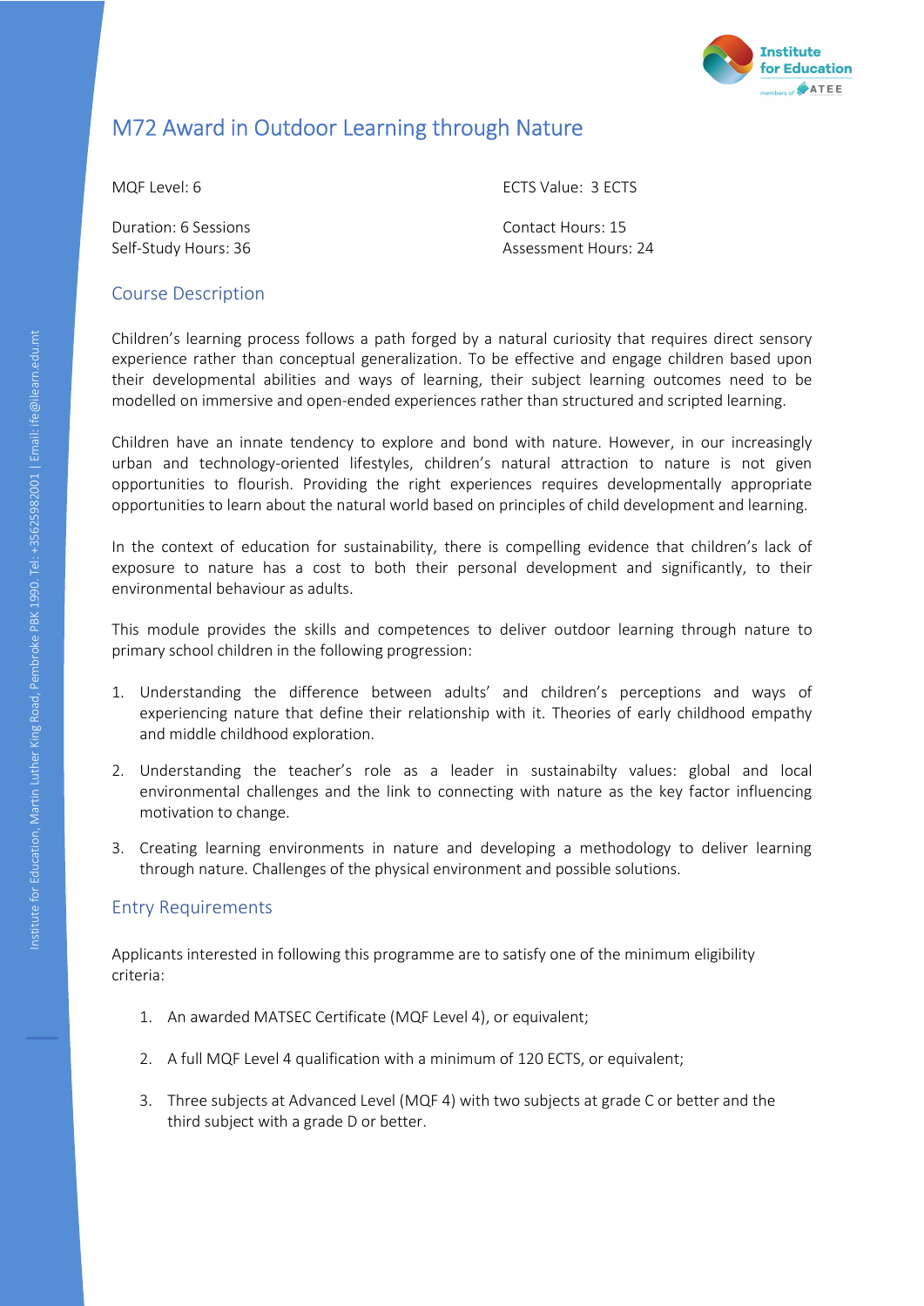# M72 Award in Outdoor Learning through Nature

MQF Level: 6

ECTS Value: 3 ECTS

Duration: 6 Sessions

Contact Hours: 15

Self-Study Hours: 36

Assessment Hours: 24

## Course Description

Children's learning process follows a path forged by a natural curiosity that requires direct sensory experience rather than conceptual generalization. To be effective and engage children based upon their developmental abilities and ways of learning, their subject learning outcomes need to be modelled on immersive and open-ended experiences rather than structured and scripted learning.

Children have an innate tendency to explore and bond with nature. However, in our increasingly urban and technology-oriented lifestyles, children's natural attraction to nature is not given opportunities to flourish. Providing the right experiences requires developmentally appropriate opportunities to learn about the natural world based on principles of child development and learning.

In the context of education for sustainability, there is compelling evidence that children's lack of exposure to nature has a cost to both their personal development and significantly, to their environmental behaviour as adults.

This module provides the skills and competences to deliver outdoor learning through nature to primary school children in the following progression:

1. Understanding the difference between adults' and children's perceptions and ways of experiencing nature that define their relationship with it. Theories of early childhood empathy and middle childhood exploration.
2. Understanding the teacher's role as a leader in sustainabilty values: global and local environmental challenges and the link to connecting with nature as the key factor influencing motivation to change.
3. Creating learning environments in nature and developing a methodology to deliver learning through nature. Challenges of the physical environment and possible solutions.

## Entry Requirements

Applicants interested in following this programme are to satisfy one of the minimum eligibility criteria:

1. An awarded MATSEC Certificate (MQF Level 4), or equivalent;
2. A full MQF Level 4 qualification with a minimum of 120 ECTS, or equivalent;
3. Three subjects at Advanced Level (MQF 4) with two subjects at grade C or better and the third subject with a grade D or better.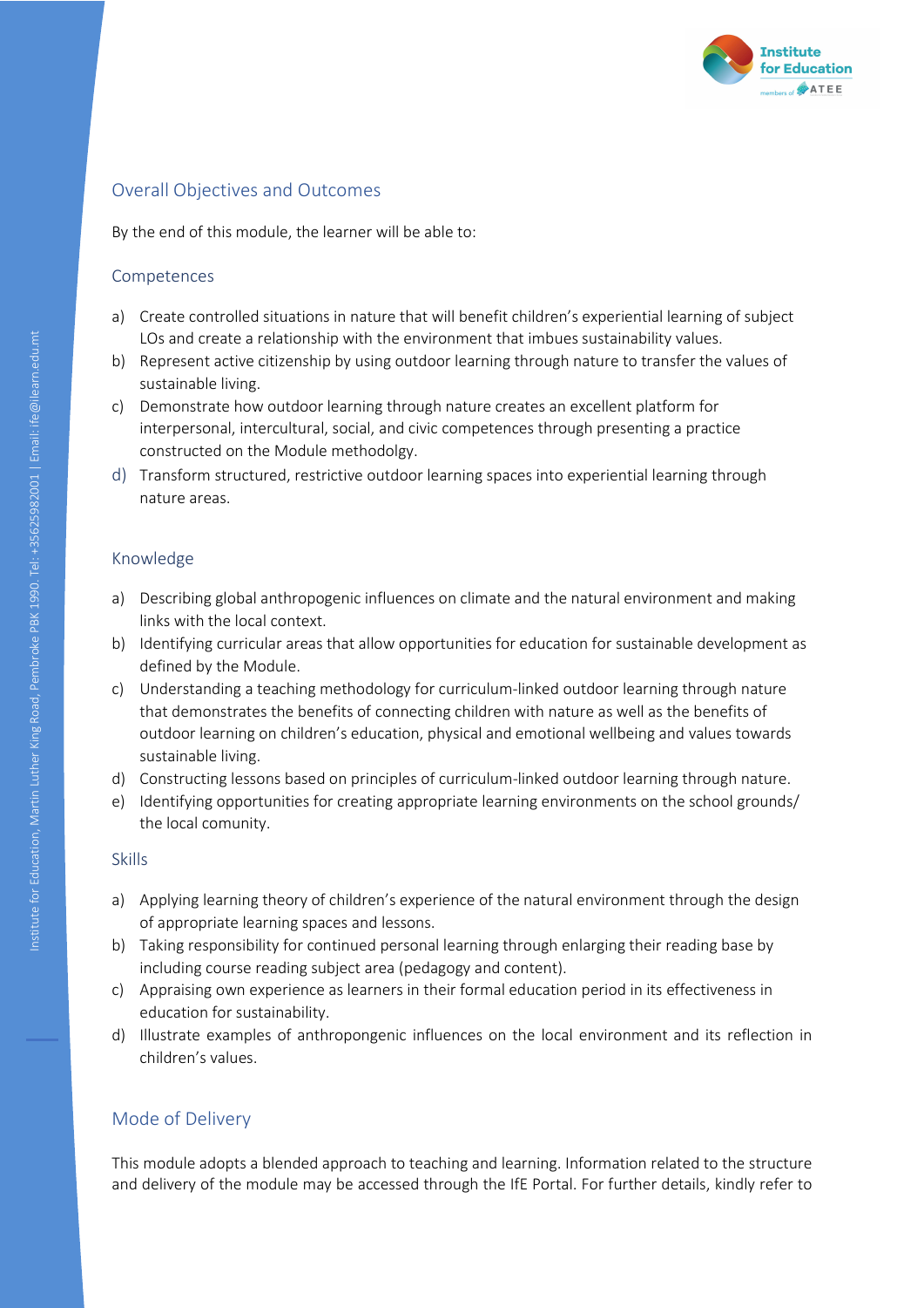## Overall Objectives and Outcomes

By the end of this module, the learner will be able to:

### Competences

a) Create controlled situations in nature that will benefit children's experiential learning of subject LOs and create a relationship with the environment that imbues sustainability values.
b) Represent active citizenship by using outdoor learning through nature to transfer the values of sustainable living.
c) Demonstrate how outdoor learning through nature creates an excellent platform for interpersonal, intercultural, social, and civic competences through presenting a practice constructed on the Module methodolgy.
d) Transform structured, restrictive outdoor learning spaces into experiential learning through nature areas.

### Knowledge

a) Describing global anthropogenic influences on climate and the natural environment and making links with the local context.
b) Identifying curricular areas that allow opportunities for education for sustainable development as defined by the Module.
c) Understanding a teaching methodology for curriculum-linked outdoor learning through nature that demonstrates the benefits of connecting children with nature as well as the benefits of outdoor learning on children's education, physical and emotional wellbeing and values towards sustainable living.
d) Constructing lessons based on principles of curriculum-linked outdoor learning through nature.
e) Identifying opportunities for creating appropriate learning environments on the school grounds/ the local comunity.

### Skills

a) Applying learning theory of children's experience of the natural environment through the design of appropriate learning spaces and lessons.
b) Taking responsibility for continued personal learning through enlarging their reading base by including course reading subject area (pedagogy and content).
c) Appraising own experience as learners in their formal education period in its effectiveness in education for sustainability.
d) Illustrate examples of anthropongenic influences on the local environment and its reflection in children's values.

## Mode of Delivery

This module adopts a blended approach to teaching and learning. Information related to the structure and delivery of the module may be accessed through the IfE Portal. For further details, kindly refer to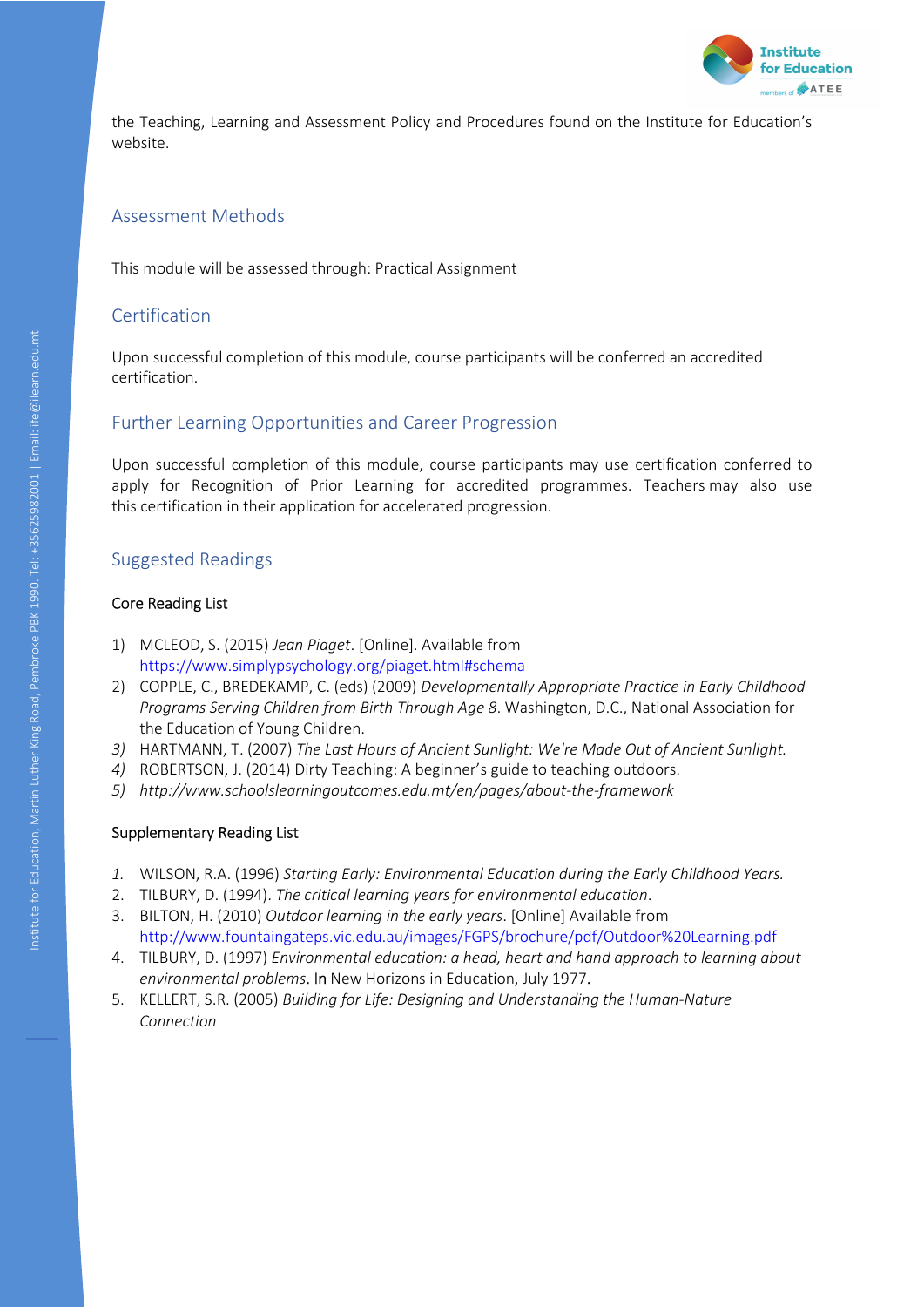the Teaching, Learning and Assessment Policy and Procedures found on the Institute for Education's website.

## Assessment Methods

This module will be assessed through: Practical Assignment

## Certification

Upon successful completion of this module, course participants will be conferred an accredited certification.

## Further Learning Opportunities and Career Progression

Upon successful completion of this module, course participants may use certification conferred to apply for Recognition of Prior Learning for accredited programmes. Teachers may also use this certification in their application for accelerated progression.

## Suggested Readings

### Core Reading List

1) MCLEOD, S. (2015) *Jean Piaget*. [Online]. Available from https://www.simplypsychology.org/piaget.html#schema
2) COPPLE, C., BREDEKAMP, C. (eds) (2009) *Developmentally Appropriate Practice in Early Childhood Programs Serving Children from Birth Through Age 8*. Washington, D.C., National Association for the Education of Young Children.
3) HARTMANN, T. (2007) *The Last Hours of Ancient Sunlight: We're Made Out of Ancient Sunlight.*
4) ROBERTSON, J. (2014) Dirty Teaching: A beginner's guide to teaching outdoors.
5) *http://www.schoolslearningoutcomes.edu.mt/en/pages/about-the-framework*

### Supplementary Reading List

1. WILSON, R.A. (1996) *Starting Early: Environmental Education during the Early Childhood Years.*
2. TILBURY, D. (1994). *The critical learning years for environmental education*.
3. BILTON, H. (2010) *Outdoor learning in the early years*. [Online] Available from http://www.fountaingateps.vic.edu.au/images/FGPS/brochure/pdf/Outdoor%20Learning.pdf
4. TILBURY, D. (1997) *Environmental education: a head, heart and hand approach to learning about environmental problems*. In New Horizons in Education, July 1977.
5. KELLERT, S.R. (2005) *Building for Life: Designing and Understanding the Human-Nature Connection*